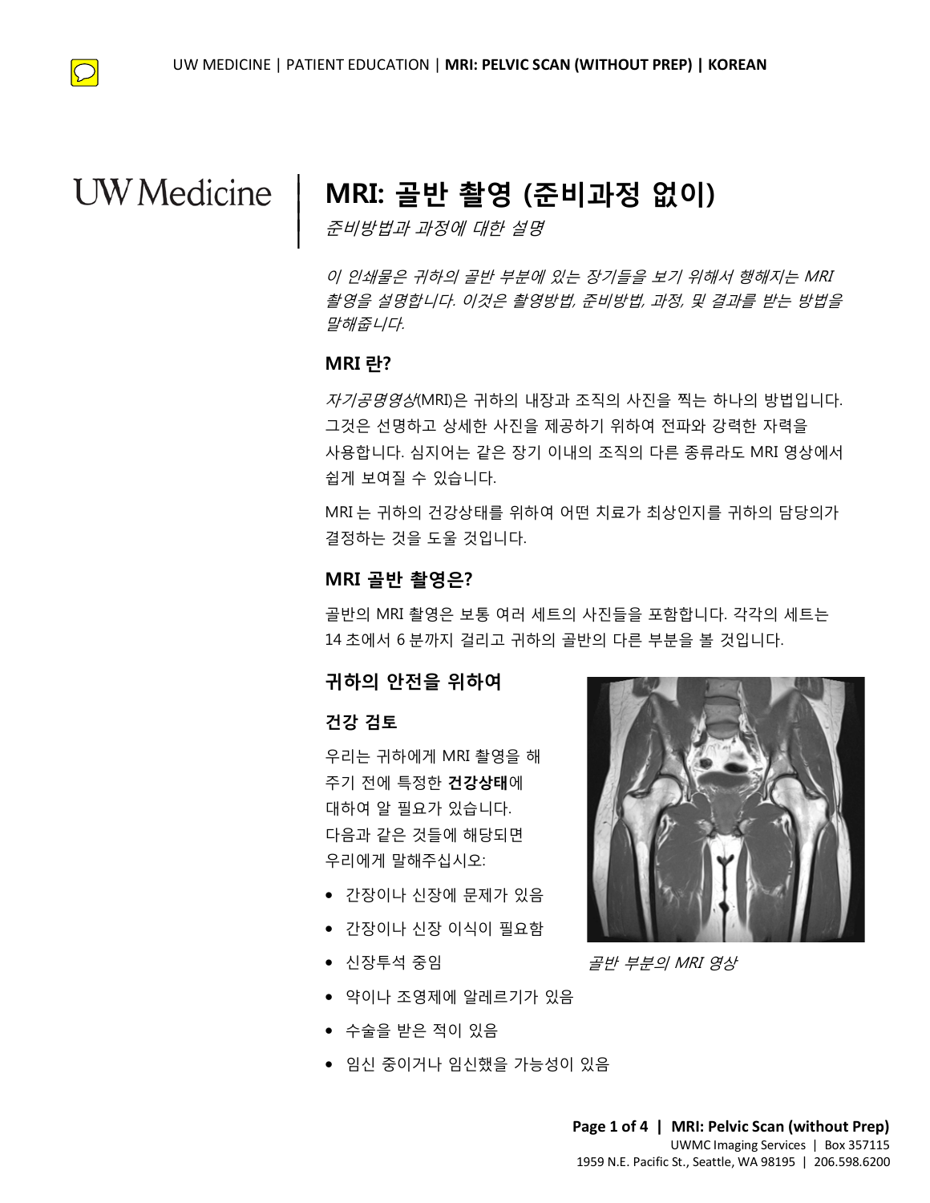# MRI: 골반 촬영 (준비과정 없이)

*준비방법과 과정에 대한 설명*

*이 인쇄물은 귀하의 골반 부분에 있는 장기들을 보기 위해서 행해지는 MRI 촬영을 설명합니다. 이것은 촬영방법, 준비방법, 과정, 및 결과를 받는 방법을 말해줍니다.*

## MRI 란?

*자기공명영상*(MRI)은 귀하의 내장과 조직의 사진을 찍는 하나의 방법입니다. 그것은 선명하고 상세한 사진을 제공하기 위하여 전파와 강력한 자력을 사용합니다. 심지어는 같은 장기 이내의 조직의 다른 종류라도 MRI 영상에서 쉽게 보여질 수 있습니다.

MRI 는 귀하의 건강상태를 위하여 어떤 치료가 최상인지를 귀하의 담당의가 결정하는 것을 도울 것입니다.

## MRI 골반 촬영은?

골반의 MRI 촬영은 보통 여러 세트의 사진들을 포함합니다. 각각의 세트는 14 초에서 6 분까지 걸리고 귀하의 골반의 다른 부분을 볼 것입니다.

## 귀하의 안전을 위하여

### 건강 검토

우리는 귀하에게 MRI 촬영을 해 주기 전에 특정한 **건강상태**에 대하여 알 필요가 있습니다. 다음과 같은 것들에 해당되면 우리에게 말해주십시오:

- 간장이나 신장에 문제가 있음
- 간장이나 신장 이식이 필요함
- 신장투석 중임
- 약이나 조영제에 알레르기가 있음
- 수술을 받은 적이 있음
- 임신 중이거나 임신했을 가능성이 있음

*골반 부분의 MRI 영상*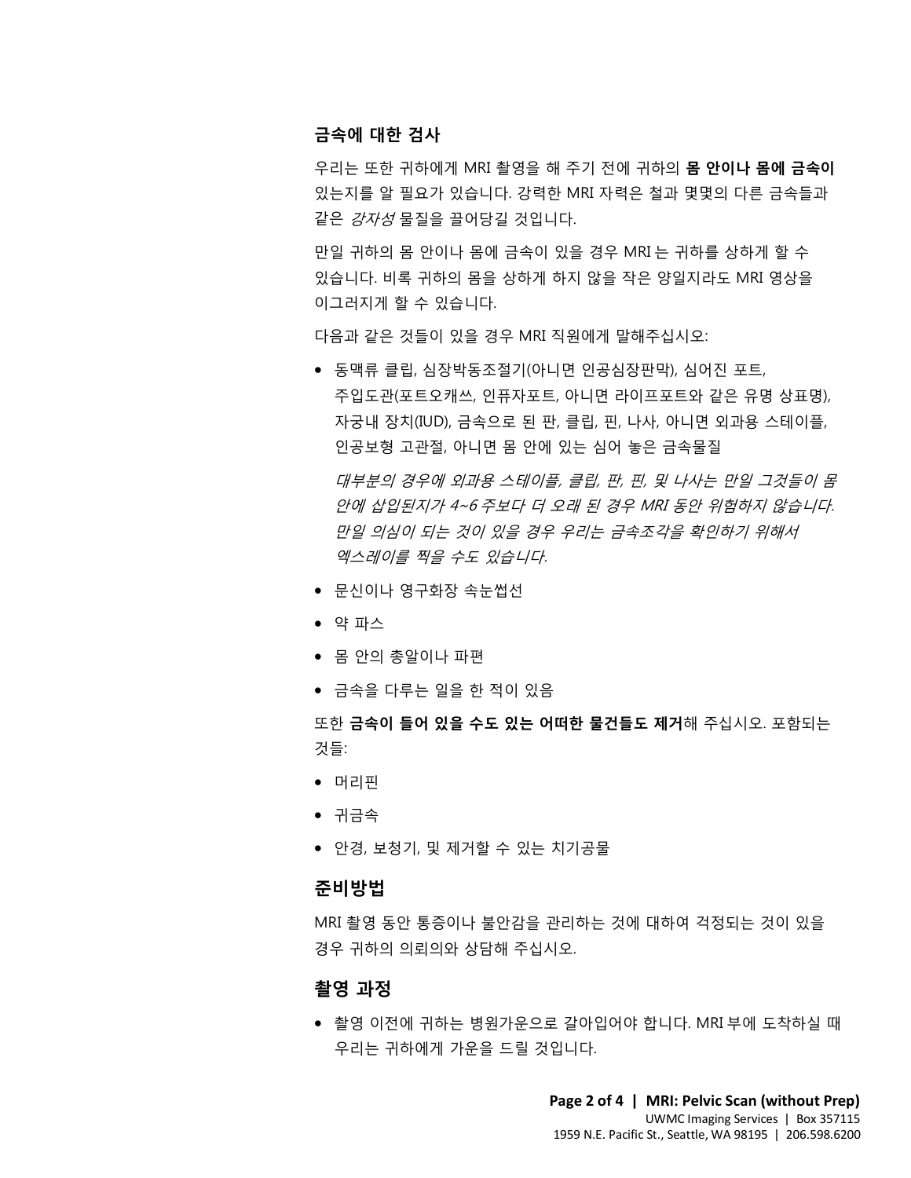### 금속에 대한 검사

우리는 또한 귀하에게 MRI 촬영을 해 주기 전에 귀하의 **몸 안이나 몸에 금속이** 있는지를 알 필요가 있습니다. 강력한 MRI 자력은 철과 몇몇의 다른 금속들과 같은 *강자성* 물질을 끌어당길 것입니다.

만일 귀하의 몸 안이나 몸에 금속이 있을 경우 MRI 는 귀하를 상하게 할 수 있습니다. 비록 귀하의 몸을 상하게 하지 않을 작은 양일지라도 MRI 영상을 이그러지게 할 수 있습니다.

다음과 같은 것들이 있을 경우 MRI 직원에게 말해주십시오:

- 동맥류 클립, 심장박동조절기(아니면 인공심장판막), 심어진 포트, 주입도관(포트오캐쓰, 인퓨자포트, 아니면 라이프포트와 같은 유명 상표명), 자궁내 장치(IUD), 금속으로 된 판, 클립, 핀, 나사, 아니면 외과용 스테이플, 인공보형 고관절, 아니면 몸 안에 있는 심어 놓은 금속물질

  *대부분의 경우에 외과용 스테이플, 클립, 판, 핀, 및 나사는 만일 그것들이 몸 안에 삽입된지가 4~6 주보다 더 오래 된 경우 MRI 동안 위험하지 않습니다. 만일 의심이 되는 것이 있을 경우 우리는 금속조각을 확인하기 위해서 엑스레이를 찍을 수도 있습니다.*

- 문신이나 영구화장 속눈썹선
- 약 파스
- 몸 안의 총알이나 파편
- 금속을 다루는 일을 한 적이 있음

또한 **금속이 들어 있을 수도 있는 어떠한 물건들도 제거**해 주십시오. 포함되는 것들:

- 머리핀
- 귀금속
- 안경, 보청기, 및 제거할 수 있는 치기공물

## 준비방법

MRI 촬영 동안 통증이나 불안감을 관리하는 것에 대하여 걱정되는 것이 있을 경우 귀하의 의뢰의와 상담해 주십시오.

## 촬영 과정

- 촬영 이전에 귀하는 병원가운으로 갈아입어야 합니다. MRI 부에 도착하실 때 우리는 귀하에게 가운을 드릴 것입니다.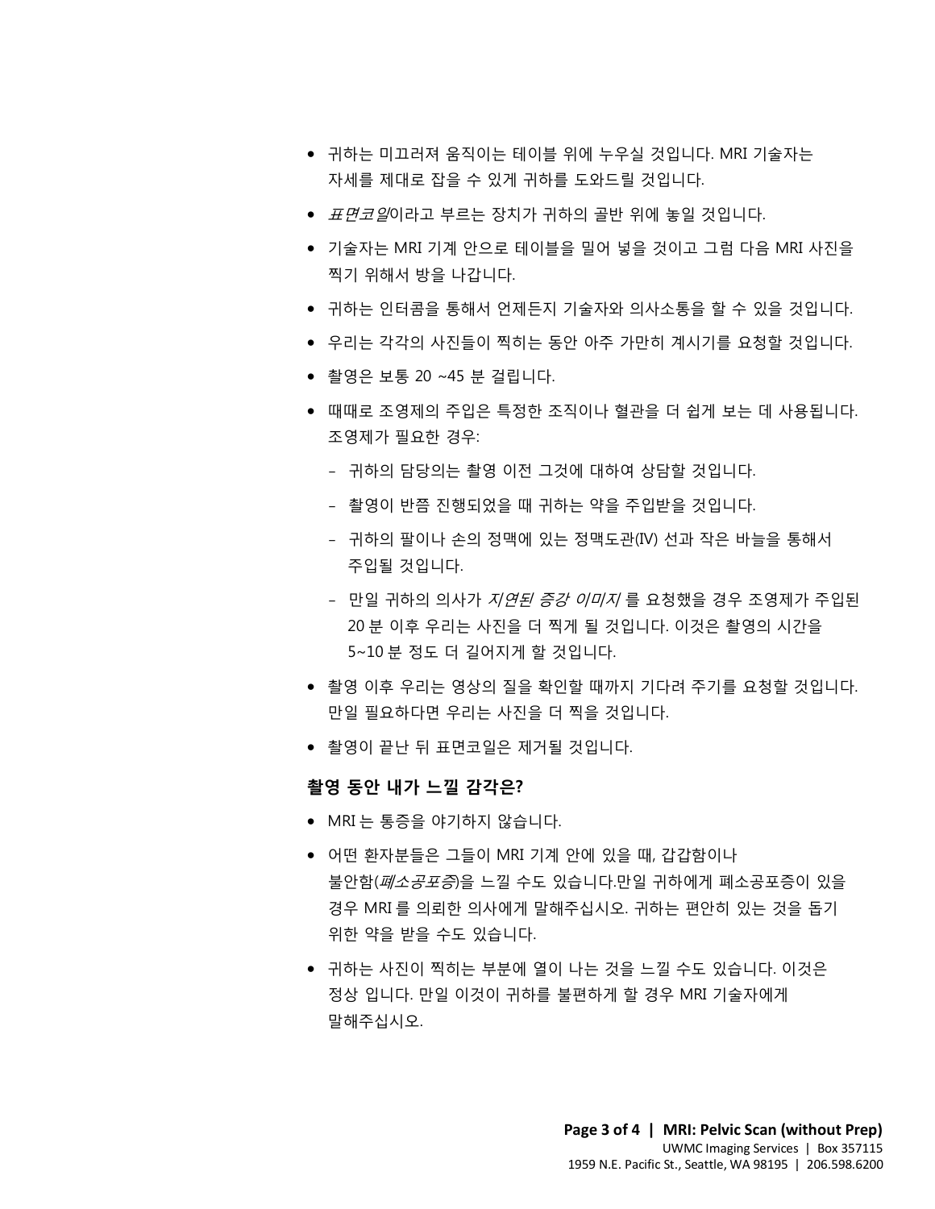- 귀하는 미끄러져 움직이는 테이블 위에 누우실 것입니다. MRI 기술자는 자세를 제대로 잡을 수 있게 귀하를 도와드릴 것입니다.
- *표면코일*이라고 부르는 장치가 귀하의 골반 위에 놓일 것입니다.
- 기술자는 MRI 기계 안으로 테이블을 밀어 넣을 것이고 그럼 다음 MRI 사진을 찍기 위해서 방을 나갑니다.
- 귀하는 인터콤을 통해서 언제든지 기술자와 의사소통을 할 수 있을 것입니다.
- 우리는 각각의 사진들이 찍히는 동안 아주 가만히 계시기를 요청할 것입니다.
- 촬영은 보통 20 ~45 분 걸립니다.
- 때때로 조영제의 주입은 특정한 조직이나 혈관을 더 쉽게 보는 데 사용됩니다. 조영제가 필요한 경우:
  - 귀하의 담당의는 촬영 이전 그것에 대하여 상담할 것입니다.
  - 촬영이 반쯤 진행되었을 때 귀하는 약을 주입받을 것입니다.
  - 귀하의 팔이나 손의 정맥에 있는 정맥도관(IV) 선과 작은 바늘을 통해서 주입될 것입니다.
  - 만일 귀하의 의사가 *지연된 증강 이미지* 를 요청했을 경우 조영제가 주입된 20 분 이후 우리는 사진을 더 찍게 될 것입니다. 이것은 촬영의 시간을 5~10 분 정도 더 길어지게 할 것입니다.
- 촬영 이후 우리는 영상의 질을 확인할 때까지 기다려 주기를 요청할 것입니다. 만일 필요하다면 우리는 사진을 더 찍을 것입니다.
- 촬영이 끝난 뒤 표면코일은 제거될 것입니다.

### 촬영 동안 내가 느낄 감각은?

- MRI 는 통증을 야기하지 않습니다.
- 어떤 환자분들은 그들이 MRI 기계 안에 있을 때, 갑갑함이나 불안함(*폐소공포증*)을 느낄 수도 있습니다.만일 귀하에게 폐소공포증이 있을 경우 MRI 를 의뢰한 의사에게 말해주십시오. 귀하는 편안히 있는 것을 돕기 위한 약을 받을 수도 있습니다.
- 귀하는 사진이 찍히는 부분에 열이 나는 것을 느낄 수도 있습니다. 이것은 정상 입니다. 만일 이것이 귀하를 불편하게 할 경우 MRI 기술자에게 말해주십시오.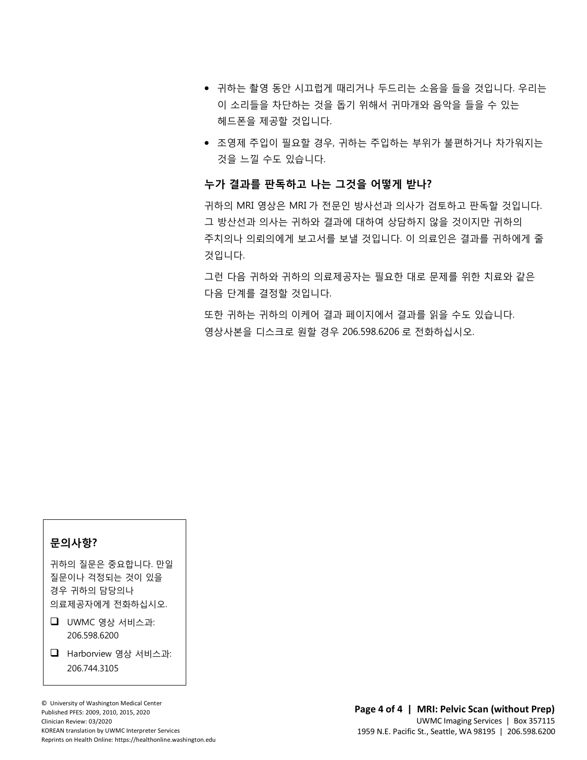- 귀하는 촬영 동안 시끄럽게 때리거나 두드리는 소음을 들을 것입니다. 우리는 이 소리들을 차단하는 것을 돕기 위해서 귀마개와 음악을 들을 수 있는 헤드폰을 제공할 것입니다.
- 조영제 주입이 필요할 경우, 귀하는 주입하는 부위가 불편하거나 차가워지는 것을 느낄 수도 있습니다.

### 누가 결과를 판독하고 나는 그것을 어떻게 받나?

귀하의 MRI 영상은 MRI 가 전문인 방사선과 의사가 검토하고 판독할 것입니다. 그 방산선과 의사는 귀하와 결과에 대하여 상담하지 않을 것이지만 귀하의 주치의나 의뢰의에게 보고서를 보낼 것입니다. 이 의료인은 결과를 귀하에게 줄 것입니다.

그런 다음 귀하와 귀하의 의료제공자는 필요한 대로 문제를 위한 치료와 같은 다음 단계를 결정할 것입니다.

또한 귀하는 귀하의 이케어 결과 페이지에서 결과를 읽을 수도 있습니다. 영상사본을 디스크로 원할 경우 206.598.6206 로 전화하십시오.

### 문의사항?

귀하의 질문은 중요합니다. 만일 질문이나 걱정되는 것이 있을 경우 귀하의 담당의나 의료제공자에게 전화하십시오.

- ❑ UWMC 영상 서비스과: 206.598.6200
- ❑ Harborview 영상 서비스과: 206.744.3105

© University of Washington Medical Center
Published PFES: 2009, 2010, 2015, 2020
Clinician Review: 03/2020
KOREAN translation by UWMC Interpreter Services
Reprints on Health Online: https://healthonline.washington.edu

**MRI: Pelvic Scan (without Prep)**
UWMC Imaging Services | Box 357115
1959 N.E. Pacific St., Seattle, WA 98195 | 206.598.6200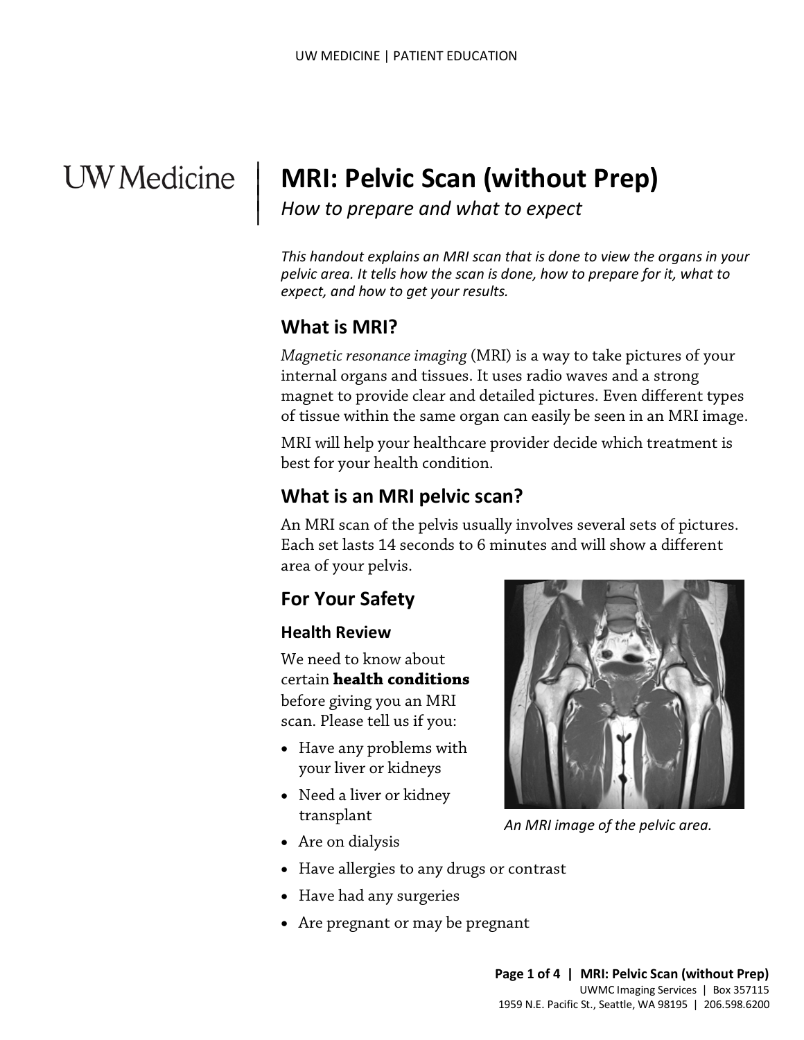# MRI: Pelvic Scan (without Prep)

*How to prepare and what to expect*

*This handout explains an MRI scan that is done to view the organs in your pelvic area. It tells how the scan is done, how to prepare for it, what to expect, and how to get your results.*

## What is MRI?

*Magnetic resonance imaging* (MRI) is a way to take pictures of your internal organs and tissues. It uses radio waves and a strong magnet to provide clear and detailed pictures. Even different types of tissue within the same organ can easily be seen in an MRI image.

MRI will help your healthcare provider decide which treatment is best for your health condition.

## What is an MRI pelvic scan?

An MRI scan of the pelvis usually involves several sets of pictures. Each set lasts 14 seconds to 6 minutes and will show a different area of your pelvis.

## For Your Safety

### Health Review

We need to know about certain **health conditions** before giving you an MRI scan. Please tell us if you:

- Have any problems with your liver or kidneys
- Need a liver or kidney transplant
- Are on dialysis
- Have allergies to any drugs or contrast
- Have had any surgeries
- Are pregnant or may be pregnant

*An MRI image of the pelvic area.*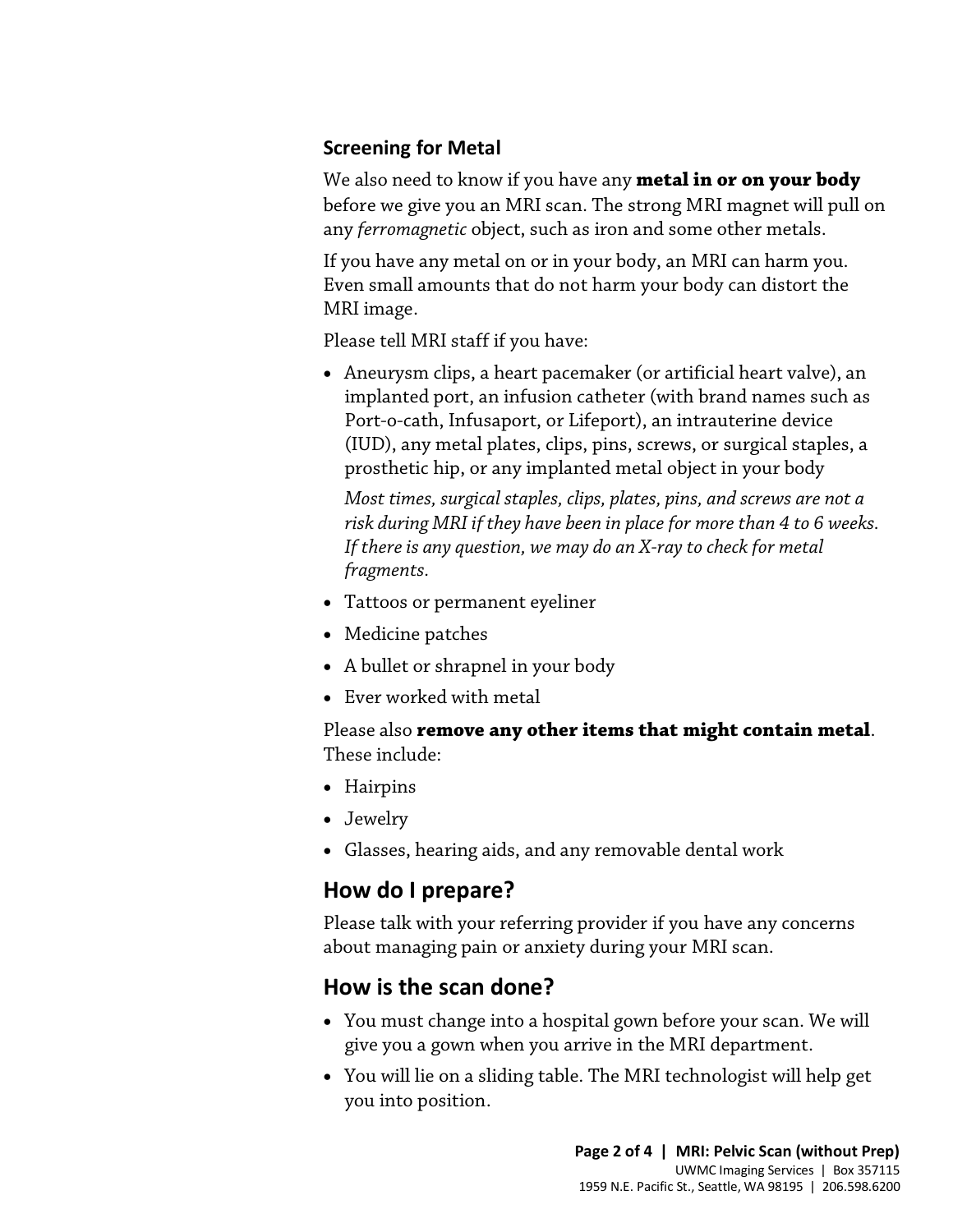### Screening for Metal

We also need to know if you have any **metal in or on your body** before we give you an MRI scan. The strong MRI magnet will pull on any *ferromagnetic* object, such as iron and some other metals.

If you have any metal on or in your body, an MRI can harm you. Even small amounts that do not harm your body can distort the MRI image.

Please tell MRI staff if you have:

- Aneurysm clips, a heart pacemaker (or artificial heart valve), an implanted port, an infusion catheter (with brand names such as Port-o-cath, Infusaport, or Lifeport), an intrauterine device (IUD), any metal plates, clips, pins, screws, or surgical staples, a prosthetic hip, or any implanted metal object in your body

  *Most times, surgical staples, clips, plates, pins, and screws are not a risk during MRI if they have been in place for more than 4 to 6 weeks. If there is any question, we may do an X-ray to check for metal fragments*.

- Tattoos or permanent eyeliner
- Medicine patches
- A bullet or shrapnel in your body
- Ever worked with metal

Please also **remove any other items that might contain metal**. These include:

- Hairpins
- Jewelry
- Glasses, hearing aids, and any removable dental work

## How do I prepare?

Please talk with your referring provider if you have any concerns about managing pain or anxiety during your MRI scan.

## How is the scan done?

- You must change into a hospital gown before your scan. We will give you a gown when you arrive in the MRI department.
- You will lie on a sliding table. The MRI technologist will help get you into position.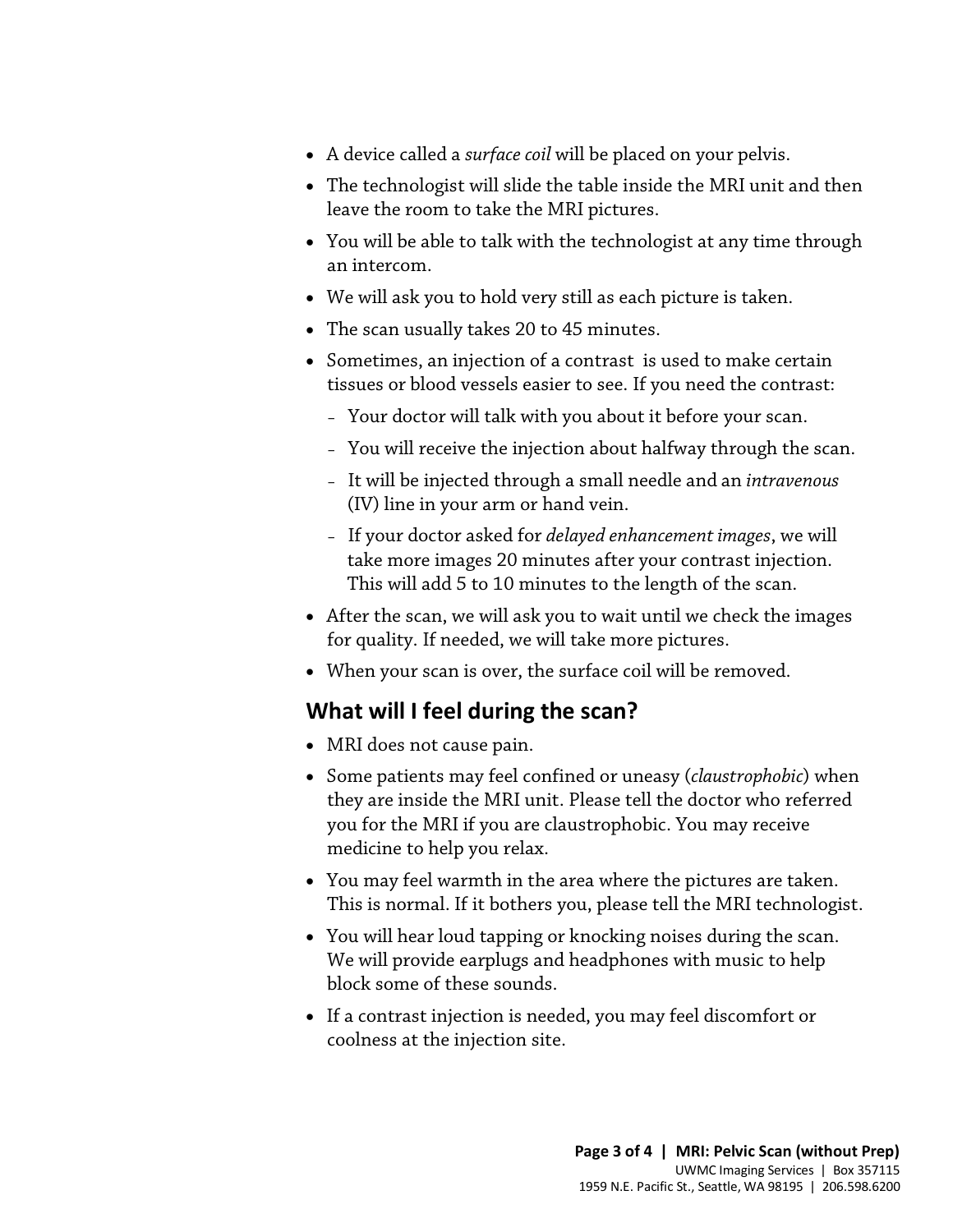- A device called a *surface coil* will be placed on your pelvis.
- The technologist will slide the table inside the MRI unit and then leave the room to take the MRI pictures.
- You will be able to talk with the technologist at any time through an intercom.
- We will ask you to hold very still as each picture is taken.
- The scan usually takes 20 to 45 minutes.
- Sometimes, an injection of a contrast is used to make certain tissues or blood vessels easier to see. If you need the contrast:
  - Your doctor will talk with you about it before your scan.
  - You will receive the injection about halfway through the scan.
  - It will be injected through a small needle and an *intravenous* (IV) line in your arm or hand vein.
  - If your doctor asked for *delayed enhancement images*, we will take more images 20 minutes after your contrast injection. This will add 5 to 10 minutes to the length of the scan.
- After the scan, we will ask you to wait until we check the images for quality. If needed, we will take more pictures.
- When your scan is over, the surface coil will be removed.

## What will I feel during the scan?

- MRI does not cause pain.
- Some patients may feel confined or uneasy (*claustrophobic*) when they are inside the MRI unit. Please tell the doctor who referred you for the MRI if you are claustrophobic. You may receive medicine to help you relax.
- You may feel warmth in the area where the pictures are taken. This is normal. If it bothers you, please tell the MRI technologist.
- You will hear loud tapping or knocking noises during the scan. We will provide earplugs and headphones with music to help block some of these sounds.
- If a contrast injection is needed, you may feel discomfort or coolness at the injection site.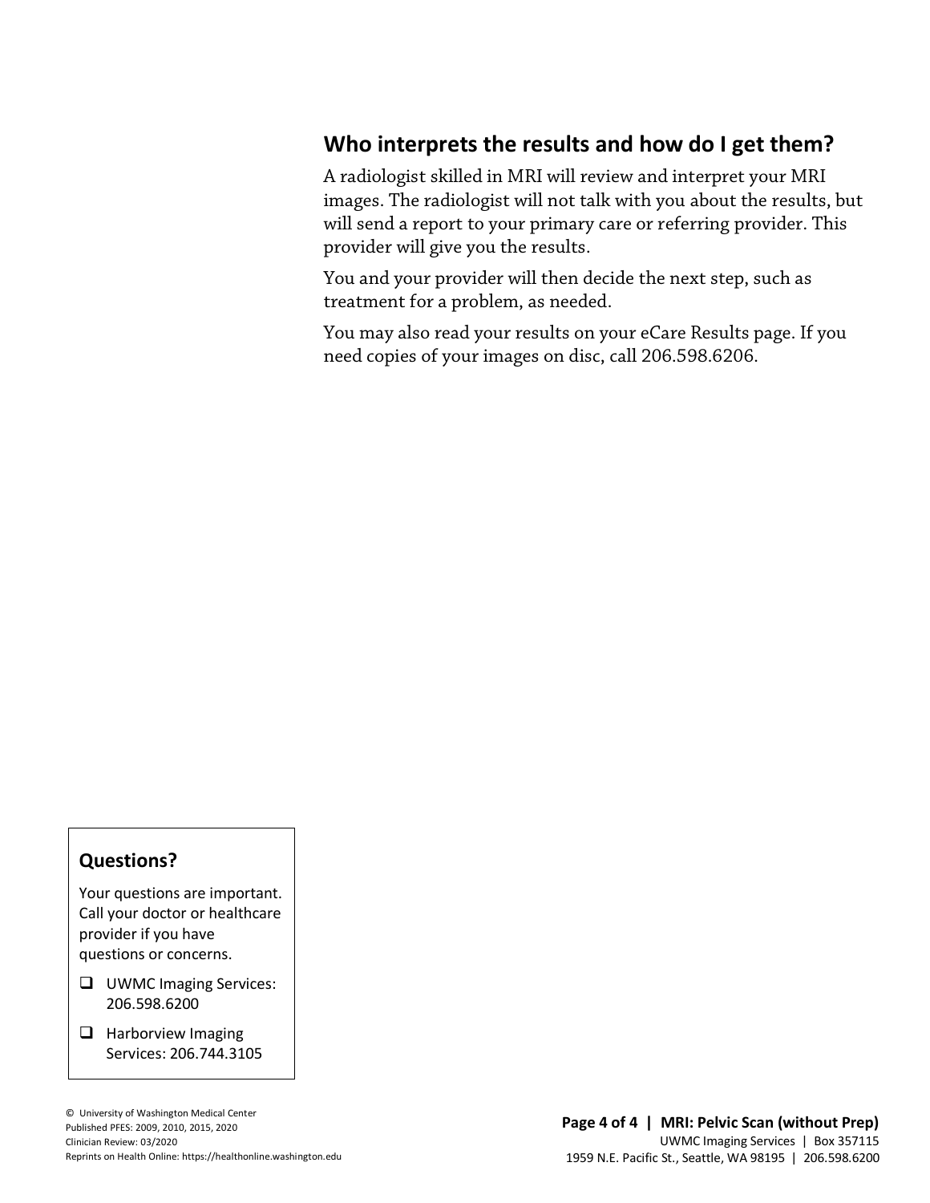## Who interprets the results and how do I get them?

A radiologist skilled in MRI will review and interpret your MRI images. The radiologist will not talk with you about the results, but will send a report to your primary care or referring provider. This provider will give you the results.

You and your provider will then decide the next step, such as treatment for a problem, as needed.

You may also read your results on your eCare Results page. If you need copies of your images on disc, call 206.598.6206.

### Questions?

Your questions are important. Call your doctor or healthcare provider if you have questions or concerns.

- ❑ UWMC Imaging Services: 206.598.6200
- ❑ Harborview Imaging Services: 206.744.3105

© University of Washington Medical Center
Published PFES: 2009, 2010, 2015, 2020
Clinician Review: 03/2020
Reprints on Health Online: https://healthonline.washington.edu